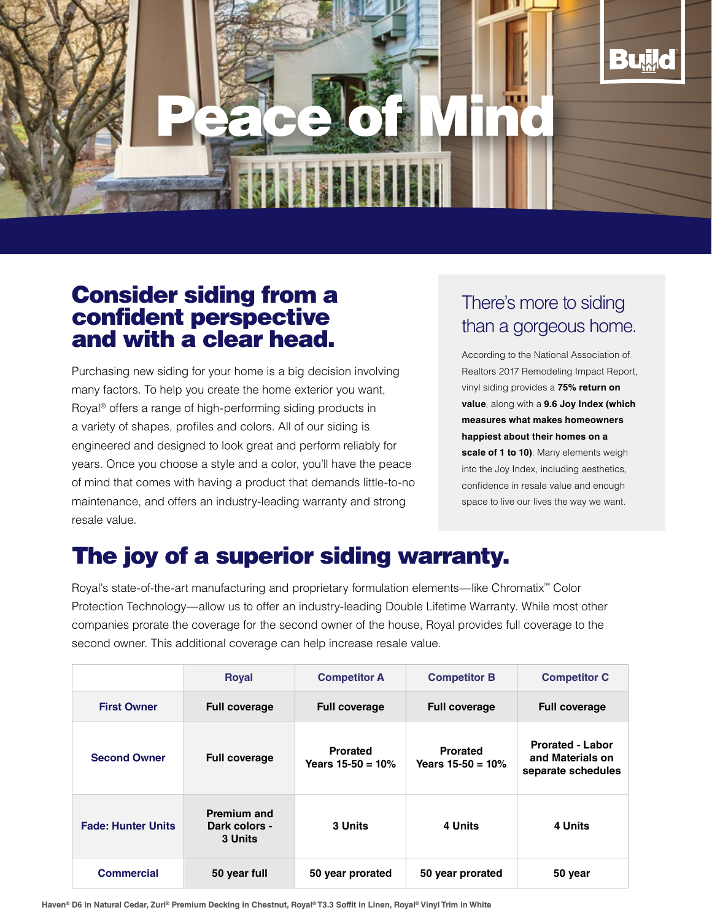Build

# Peace of Mind

## Consider siding from a confident perspective and with a clear head.

Purchasing new siding for your home is a big decision involving many factors. To help you create the home exterior you want, Royal® offers a range of high-performing siding products in a variety of shapes, profiles and colors. All of our siding is engineered and designed to look great and perform reliably for years. Once you choose a style and a color, you'll have the peace of mind that comes with having a product that demands little-to-no maintenance, and offers an industry-leading warranty and strong resale value.

### There's more to siding than a gorgeous home.

According to the National Association of Realtors 2017 Remodeling Impact Report, vinyl siding provides a **75% return on value**, along with a **9.6 Joy Index (which measures what makes homeowners happiest about their homes on a scale of 1 to 10)**. Many elements weigh into the Joy Index, including aesthetics, confidence in resale value and enough space to live our lives the way we want.

## The joy of a superior siding warranty.

Royal's state-of-the-art manufacturing and proprietary formulation elements—like Chromatix™ Color Protection Technology—allow us to offer an industry-leading Double Lifetime Warranty. While most other companies prorate the coverage for the second owner of the house, Royal provides full coverage to the second owner. This additional coverage can help increase resale value.

| | Royal | Competitor A | Competitor B | Competitor C |
|---|---|---|---|---|
| **First Owner** | **Full coverage** | **Full coverage** | **Full coverage** | **Full coverage** |
| **Second Owner** | **Full coverage** | **Prorated Years 15-50 = 10%** | **Prorated Years 15-50 = 10%** | **Prorated - Labor and Materials on separate schedules** |
| **Fade: Hunter Units** | **Premium and Dark colors - 3 Units** | **3 Units** | **4 Units** | **4 Units** |
| **Commercial** | **50 year full** | **50 year prorated** | **50 year prorated** | **50 year** |

**Haven® D6 in Natural Cedar, Zuri® Premium Decking in Chestnut, Royal® T3.3 Soffit in Linen, Royal® Vinyl Trim in White**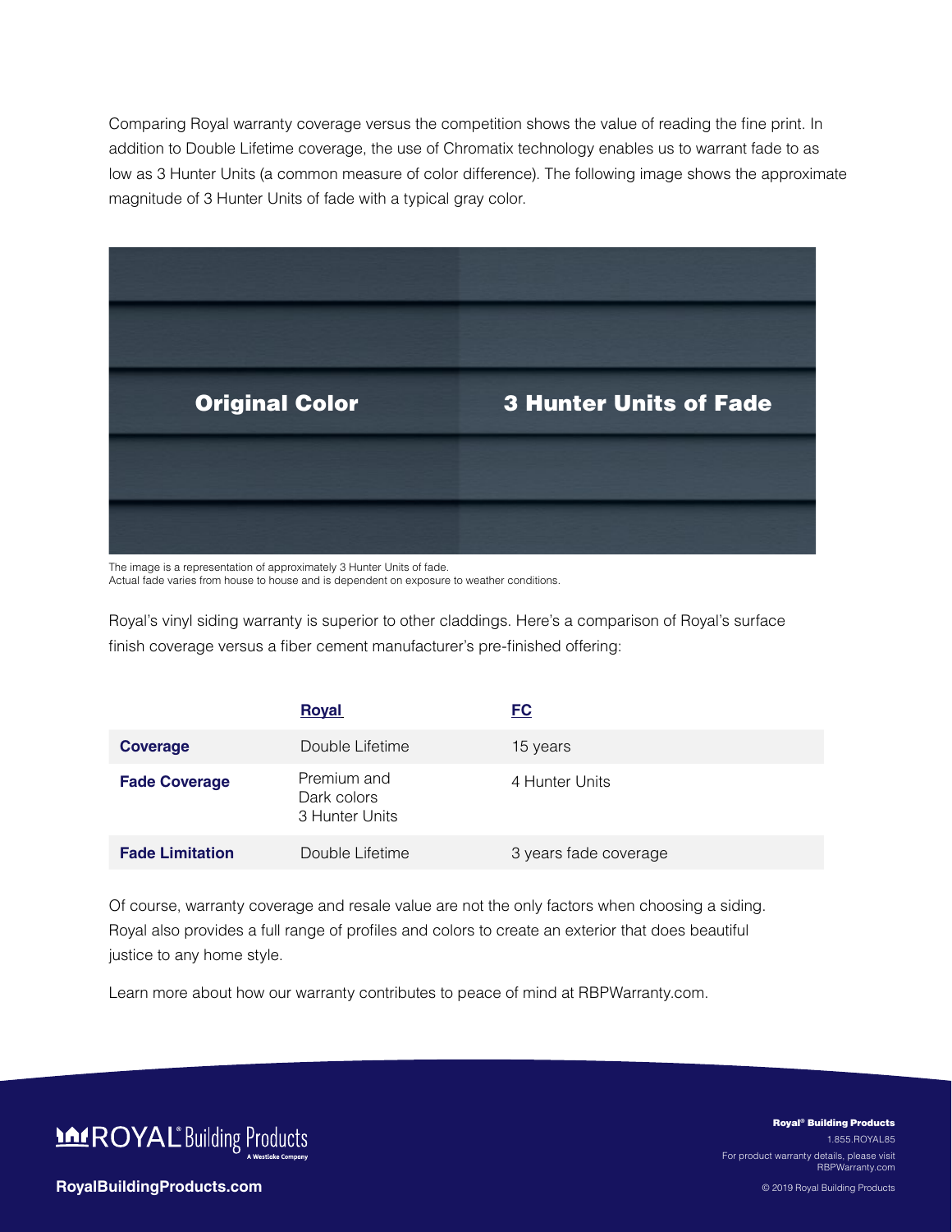Comparing Royal warranty coverage versus the competition shows the value of reading the fine print. In addition to Double Lifetime coverage, the use of Chromatix technology enables us to warrant fade to as low as 3 Hunter Units (a common measure of color difference). The following image shows the approximate magnitude of 3 Hunter Units of fade with a typical gray color.

Original Color

3 Hunter Units of Fade

The image is a representation of approximately 3 Hunter Units of fade.
Actual fade varies from house to house and is dependent on exposure to weather conditions.

Royal's vinyl siding warranty is superior to other claddings. Here's a comparison of Royal's surface finish coverage versus a fiber cement manufacturer's pre-finished offering:

| | **Royal** | **FC** |
|---|---|---|
| **Coverage** | Double Lifetime | 15 years |
| **Fade Coverage** | Premium and Dark colors 3 Hunter Units | 4 Hunter Units |
| **Fade Limitation** | Double Lifetime | 3 years fade coverage |

Of course, warranty coverage and resale value are not the only factors when choosing a siding. Royal also provides a full range of profiles and colors to create an exterior that does beautiful justice to any home style.

Learn more about how our warranty contributes to peace of mind at RBPWarranty.com.

ROYAL® Building Products
A Westlake Company

**RoyalBuildingProducts.com**

**Royal® Building Products**
1.855.ROYAL85
For product warranty details, please visit RBPWarranty.com

© 2019 Royal Building Products